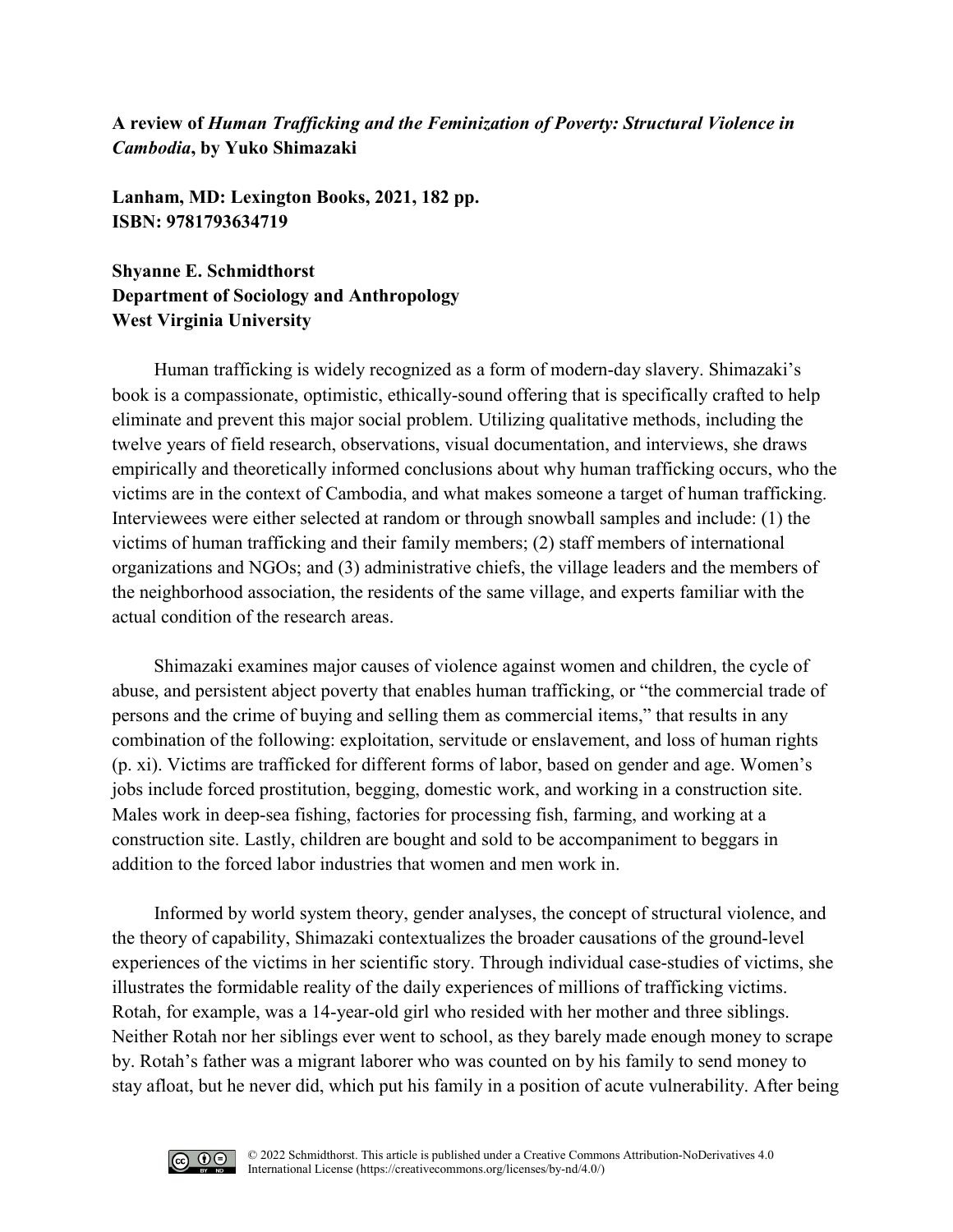**A review of *Human Trafficking and the Feminization of Poverty: Structural Violence in Cambodia*, by Yuko Shimazaki**

**Lanham, MD: Lexington Books, 2021, 182 pp.**
**ISBN: 9781793634719**

**Shyanne E. Schmidthorst**
**Department of Sociology and Anthropology**
**West Virginia University**

Human trafficking is widely recognized as a form of modern-day slavery. Shimazaki's book is a compassionate, optimistic, ethically-sound offering that is specifically crafted to help eliminate and prevent this major social problem. Utilizing qualitative methods, including the twelve years of field research, observations, visual documentation, and interviews, she draws empirically and theoretically informed conclusions about why human trafficking occurs, who the victims are in the context of Cambodia, and what makes someone a target of human trafficking. Interviewees were either selected at random or through snowball samples and include: (1) the victims of human trafficking and their family members; (2) staff members of international organizations and NGOs; and (3) administrative chiefs, the village leaders and the members of the neighborhood association, the residents of the same village, and experts familiar with the actual condition of the research areas.

Shimazaki examines major causes of violence against women and children, the cycle of abuse, and persistent abject poverty that enables human trafficking, or "the commercial trade of persons and the crime of buying and selling them as commercial items," that results in any combination of the following: exploitation, servitude or enslavement, and loss of human rights (p. xi). Victims are trafficked for different forms of labor, based on gender and age. Women's jobs include forced prostitution, begging, domestic work, and working in a construction site. Males work in deep-sea fishing, factories for processing fish, farming, and working at a construction site. Lastly, children are bought and sold to be accompaniment to beggars in addition to the forced labor industries that women and men work in.

Informed by world system theory, gender analyses, the concept of structural violence, and the theory of capability, Shimazaki contextualizes the broader causations of the ground-level experiences of the victims in her scientific story. Through individual case-studies of victims, she illustrates the formidable reality of the daily experiences of millions of trafficking victims. Rotah, for example, was a 14-year-old girl who resided with her mother and three siblings. Neither Rotah nor her siblings ever went to school, as they barely made enough money to scrape by. Rotah's father was a migrant laborer who was counted on by his family to send money to stay afloat, but he never did, which put his family in a position of acute vulnerability. After being

© 2022 Schmidthorst. This article is published under a Creative Commons Attribution-NoDerivatives 4.0 International License (https://creativecommons.org/licenses/by-nd/4.0/)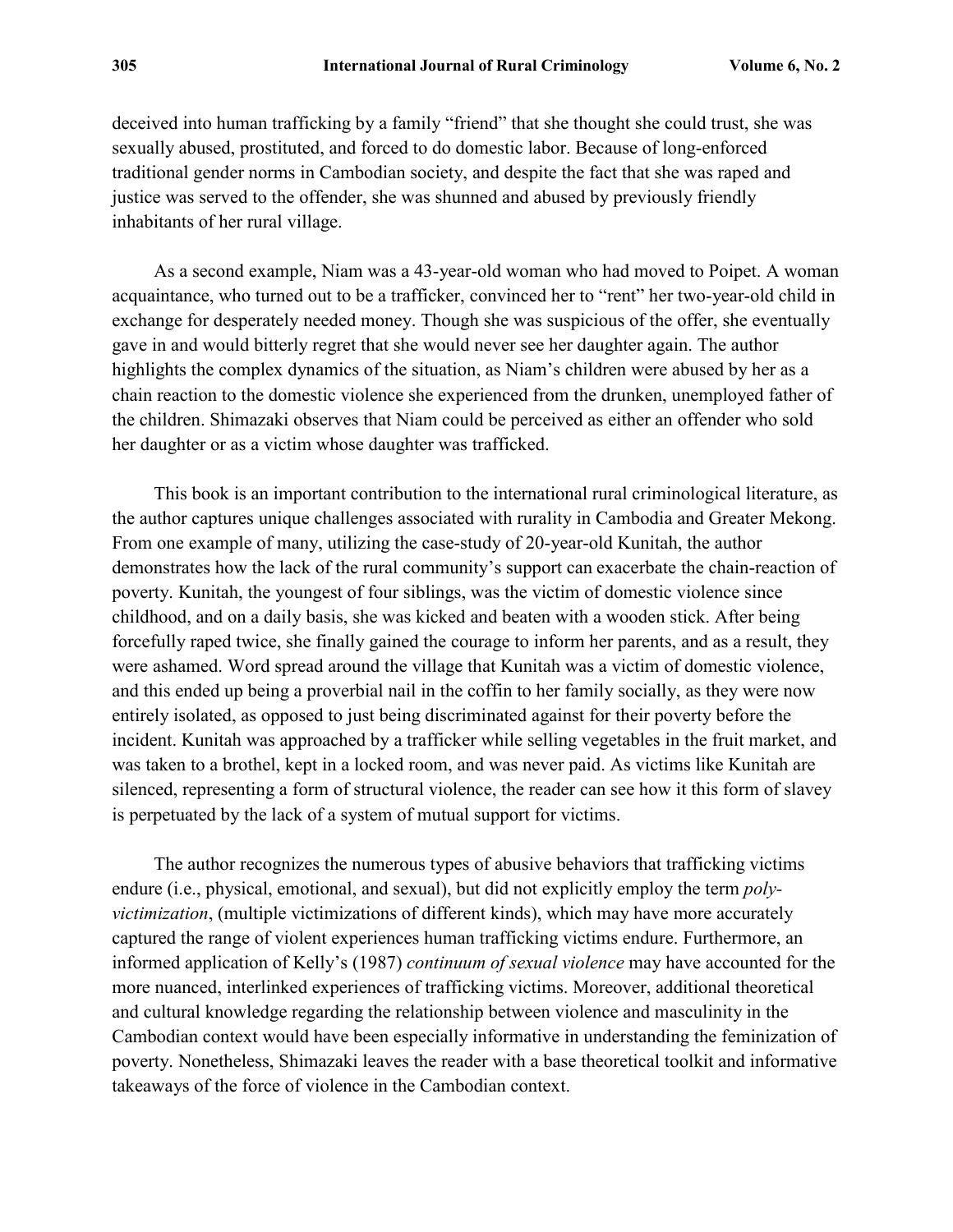deceived into human trafficking by a family "friend" that she thought she could trust, she was sexually abused, prostituted, and forced to do domestic labor. Because of long-enforced traditional gender norms in Cambodian society, and despite the fact that she was raped and justice was served to the offender, she was shunned and abused by previously friendly inhabitants of her rural village.

As a second example, Niam was a 43-year-old woman who had moved to Poipet. A woman acquaintance, who turned out to be a trafficker, convinced her to "rent" her two-year-old child in exchange for desperately needed money. Though she was suspicious of the offer, she eventually gave in and would bitterly regret that she would never see her daughter again. The author highlights the complex dynamics of the situation, as Niam's children were abused by her as a chain reaction to the domestic violence she experienced from the drunken, unemployed father of the children. Shimazaki observes that Niam could be perceived as either an offender who sold her daughter or as a victim whose daughter was trafficked.

This book is an important contribution to the international rural criminological literature, as the author captures unique challenges associated with rurality in Cambodia and Greater Mekong. From one example of many, utilizing the case-study of 20-year-old Kunitah, the author demonstrates how the lack of the rural community's support can exacerbate the chain-reaction of poverty. Kunitah, the youngest of four siblings, was the victim of domestic violence since childhood, and on a daily basis, she was kicked and beaten with a wooden stick. After being forcefully raped twice, she finally gained the courage to inform her parents, and as a result, they were ashamed. Word spread around the village that Kunitah was a victim of domestic violence, and this ended up being a proverbial nail in the coffin to her family socially, as they were now entirely isolated, as opposed to just being discriminated against for their poverty before the incident. Kunitah was approached by a trafficker while selling vegetables in the fruit market, and was taken to a brothel, kept in a locked room, and was never paid. As victims like Kunitah are silenced, representing a form of structural violence, the reader can see how it this form of slavey is perpetuated by the lack of a system of mutual support for victims.

The author recognizes the numerous types of abusive behaviors that trafficking victims endure (i.e., physical, emotional, and sexual), but did not explicitly employ the term *poly-victimization*, (multiple victimizations of different kinds), which may have more accurately captured the range of violent experiences human trafficking victims endure. Furthermore, an informed application of Kelly's (1987) *continuum of sexual violence* may have accounted for the more nuanced, interlinked experiences of trafficking victims. Moreover, additional theoretical and cultural knowledge regarding the relationship between violence and masculinity in the Cambodian context would have been especially informative in understanding the feminization of poverty. Nonetheless, Shimazaki leaves the reader with a base theoretical toolkit and informative takeaways of the force of violence in the Cambodian context.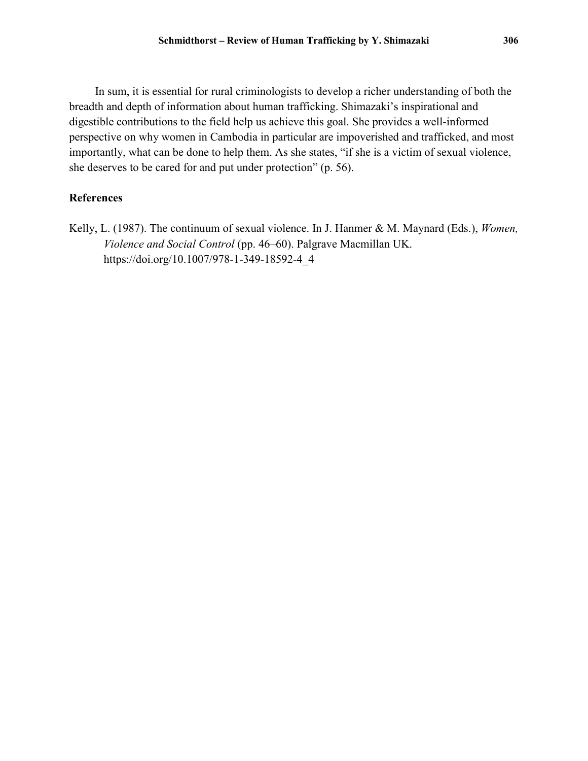In sum, it is essential for rural criminologists to develop a richer understanding of both the breadth and depth of information about human trafficking. Shimazaki's inspirational and digestible contributions to the field help us achieve this goal. She provides a well-informed perspective on why women in Cambodia in particular are impoverished and trafficked, and most importantly, what can be done to help them. As she states, "if she is a victim of sexual violence, she deserves to be cared for and put under protection" (p. 56).

## References

Kelly, L. (1987). The continuum of sexual violence. In J. Hanmer & M. Maynard (Eds.), *Women, Violence and Social Control* (pp. 46–60). Palgrave Macmillan UK. https://doi.org/10.1007/978-1-349-18592-4_4